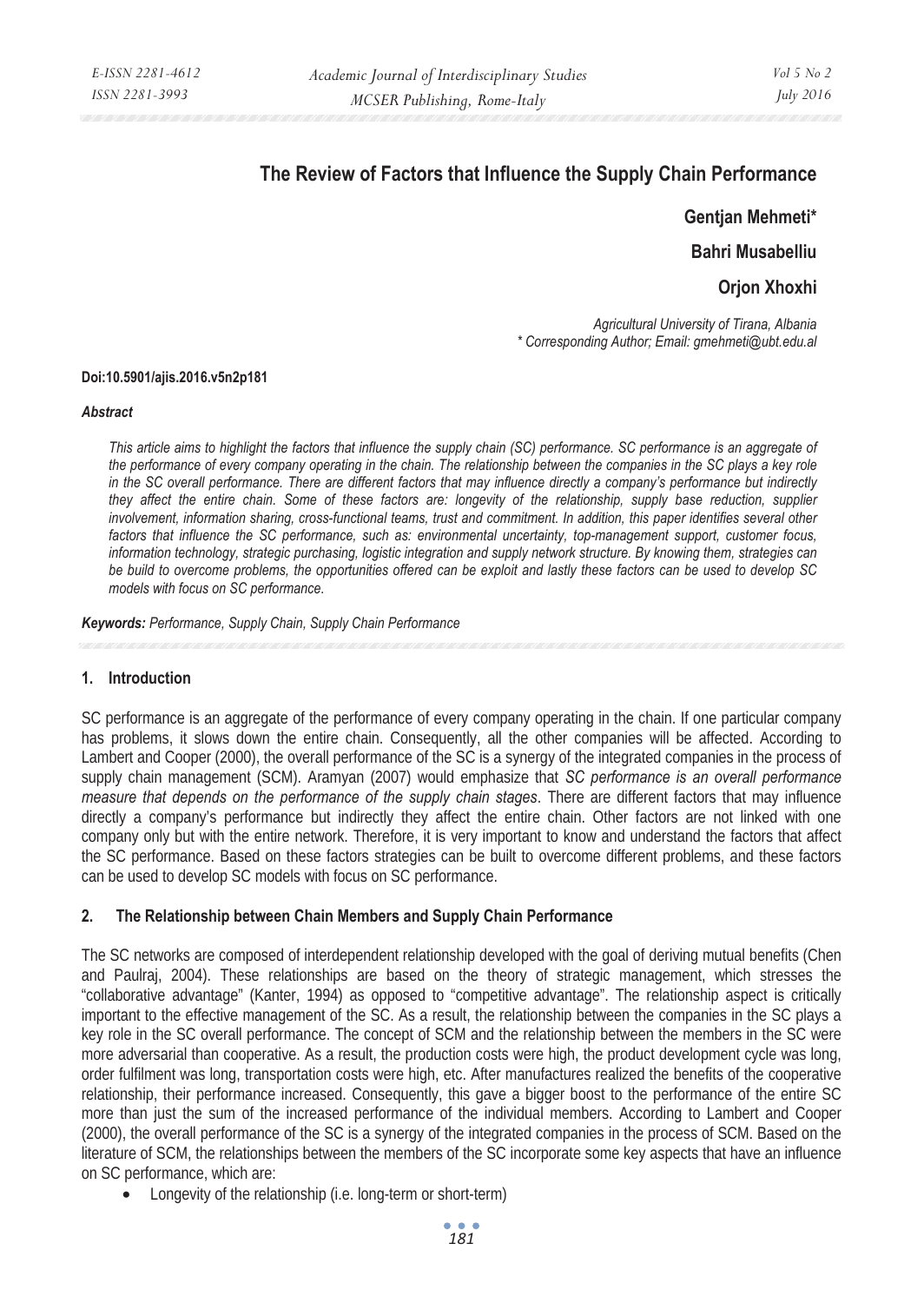# The Review of Factors that Influence the Supply Chain Performance

**Gentjan Mehmeti***

**Bahri Musabelliu**

**Orjon Xhoxhi**

*Agricultural University of Tirana, Albania*
*\* Corresponding Author; Email: gmehmeti@ubt.edu.al*

**Doi:10.5901/ajis.2016.v5n2p181**

***Abstract***

*This article aims to highlight the factors that influence the supply chain (SC) performance. SC performance is an aggregate of the performance of every company operating in the chain. The relationship between the companies in the SC plays a key role in the SC overall performance. There are different factors that may influence directly a company's performance but indirectly they affect the entire chain. Some of these factors are: longevity of the relationship, supply base reduction, supplier involvement, information sharing, cross-functional teams, trust and commitment. In addition, this paper identifies several other factors that influence the SC performance, such as: environmental uncertainty, top-management support, customer focus, information technology, strategic purchasing, logistic integration and supply network structure. By knowing them, strategies can be build to overcome problems, the opportunities offered can be exploit and lastly these factors can be used to develop SC models with focus on SC performance.*

***Keywords:*** *Performance, Supply Chain, Supply Chain Performance*

## 1. Introduction

SC performance is an aggregate of the performance of every company operating in the chain. If one particular company has problems, it slows down the entire chain. Consequently, all the other companies will be affected. According to Lambert and Cooper (2000), the overall performance of the SC is a synergy of the integrated companies in the process of supply chain management (SCM). Aramyan (2007) would emphasize that *SC performance is an overall performance measure that depends on the performance of the supply chain stages*. There are different factors that may influence directly a company's performance but indirectly they affect the entire chain. Other factors are not linked with one company only but with the entire network. Therefore, it is very important to know and understand the factors that affect the SC performance. Based on these factors strategies can be built to overcome different problems, and these factors can be used to develop SC models with focus on SC performance.

## 2. The Relationship between Chain Members and Supply Chain Performance

The SC networks are composed of interdependent relationship developed with the goal of deriving mutual benefits (Chen and Paulraj, 2004). These relationships are based on the theory of strategic management, which stresses the "collaborative advantage" (Kanter, 1994) as opposed to "competitive advantage". The relationship aspect is critically important to the effective management of the SC. As a result, the relationship between the companies in the SC plays a key role in the SC overall performance. The concept of SCM and the relationship between the members in the SC were more adversarial than cooperative. As a result, the production costs were high, the product development cycle was long, order fulfilment was long, transportation costs were high, etc. After manufactures realized the benefits of the cooperative relationship, their performance increased. Consequently, this gave a bigger boost to the performance of the entire SC more than just the sum of the increased performance of the individual members. According to Lambert and Cooper (2000), the overall performance of the SC is a synergy of the integrated companies in the process of SCM. Based on the literature of SCM, the relationships between the members of the SC incorporate some key aspects that have an influence on SC performance, which are:

- Longevity of the relationship (i.e. long-term or short-term)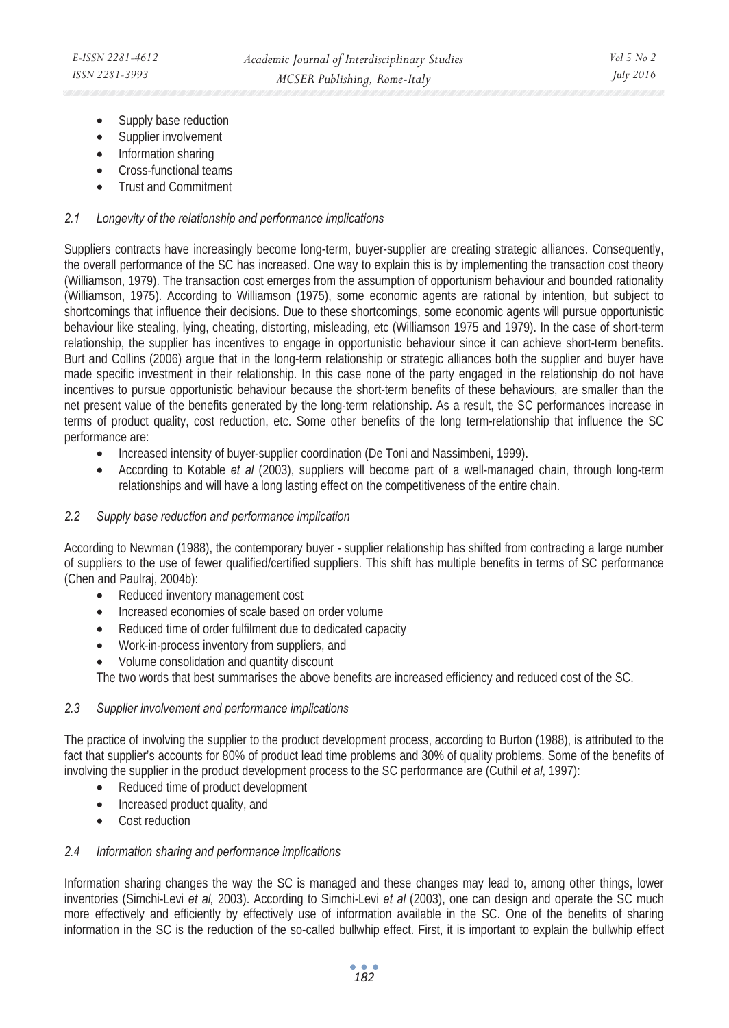- Supply base reduction
- Supplier involvement
- Information sharing
- Cross-functional teams
- Trust and Commitment

### *2.1 Longevity of the relationship and performance implications*

Suppliers contracts have increasingly become long-term, buyer-supplier are creating strategic alliances. Consequently, the overall performance of the SC has increased. One way to explain this is by implementing the transaction cost theory (Williamson, 1979). The transaction cost emerges from the assumption of opportunism behaviour and bounded rationality (Williamson, 1975). According to Williamson (1975), some economic agents are rational by intention, but subject to shortcomings that influence their decisions. Due to these shortcomings, some economic agents will pursue opportunistic behaviour like stealing, lying, cheating, distorting, misleading, etc (Williamson 1975 and 1979). In the case of short-term relationship, the supplier has incentives to engage in opportunistic behaviour since it can achieve short-term benefits. Burt and Collins (2006) argue that in the long-term relationship or strategic alliances both the supplier and buyer have made specific investment in their relationship. In this case none of the party engaged in the relationship do not have incentives to pursue opportunistic behaviour because the short-term benefits of these behaviours, are smaller than the net present value of the benefits generated by the long-term relationship. As a result, the SC performances increase in terms of product quality, cost reduction, etc. Some other benefits of the long term-relationship that influence the SC performance are:

- Increased intensity of buyer-supplier coordination (De Toni and Nassimbeni, 1999).
- According to Kotable *et al* (2003), suppliers will become part of a well-managed chain, through long-term relationships and will have a long lasting effect on the competitiveness of the entire chain.

### *2.2 Supply base reduction and performance implication*

According to Newman (1988), the contemporary buyer - supplier relationship has shifted from contracting a large number of suppliers to the use of fewer qualified/certified suppliers. This shift has multiple benefits in terms of SC performance (Chen and Paulraj, 2004b):

- Reduced inventory management cost
- Increased economies of scale based on order volume
- Reduced time of order fulfilment due to dedicated capacity
- Work-in-process inventory from suppliers, and
- Volume consolidation and quantity discount

The two words that best summarises the above benefits are increased efficiency and reduced cost of the SC.

### *2.3 Supplier involvement and performance implications*

The practice of involving the supplier to the product development process, according to Burton (1988), is attributed to the fact that supplier's accounts for 80% of product lead time problems and 30% of quality problems. Some of the benefits of involving the supplier in the product development process to the SC performance are (Cuthil *et al*, 1997):

- Reduced time of product development
- Increased product quality, and
- Cost reduction

### *2.4 Information sharing and performance implications*

Information sharing changes the way the SC is managed and these changes may lead to, among other things, lower inventories (Simchi-Levi *et al,* 2003). According to Simchi-Levi *et al* (2003), one can design and operate the SC much more effectively and efficiently by effectively use of information available in the SC. One of the benefits of sharing information in the SC is the reduction of the so-called bullwhip effect. First, it is important to explain the bullwhip effect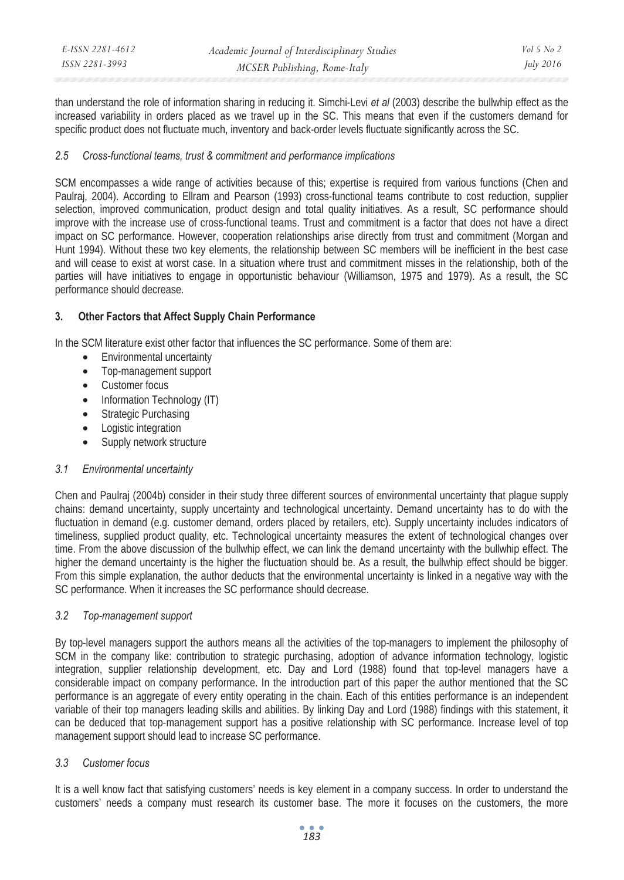than understand the role of information sharing in reducing it. Simchi-Levi *et al* (2003) describe the bullwhip effect as the increased variability in orders placed as we travel up in the SC. This means that even if the customers demand for specific product does not fluctuate much, inventory and back-order levels fluctuate significantly across the SC.

### *2.5 Cross-functional teams, trust & commitment and performance implications*

SCM encompasses a wide range of activities because of this; expertise is required from various functions (Chen and Paulraj, 2004). According to Ellram and Pearson (1993) cross-functional teams contribute to cost reduction, supplier selection, improved communication, product design and total quality initiatives. As a result, SC performance should improve with the increase use of cross-functional teams. Trust and commitment is a factor that does not have a direct impact on SC performance. However, cooperation relationships arise directly from trust and commitment (Morgan and Hunt 1994). Without these two key elements, the relationship between SC members will be inefficient in the best case and will cease to exist at worst case. In a situation where trust and commitment misses in the relationship, both of the parties will have initiatives to engage in opportunistic behaviour (Williamson, 1975 and 1979). As a result, the SC performance should decrease.

## 3. Other Factors that Affect Supply Chain Performance

In the SCM literature exist other factor that influences the SC performance. Some of them are:

- Environmental uncertainty
- Top-management support
- Customer focus
- Information Technology (IT)
- Strategic Purchasing
- Logistic integration
- Supply network structure

### *3.1 Environmental uncertainty*

Chen and Paulraj (2004b) consider in their study three different sources of environmental uncertainty that plague supply chains: demand uncertainty, supply uncertainty and technological uncertainty. Demand uncertainty has to do with the fluctuation in demand (e.g. customer demand, orders placed by retailers, etc). Supply uncertainty includes indicators of timeliness, supplied product quality, etc. Technological uncertainty measures the extent of technological changes over time. From the above discussion of the bullwhip effect, we can link the demand uncertainty with the bullwhip effect. The higher the demand uncertainty is the higher the fluctuation should be. As a result, the bullwhip effect should be bigger. From this simple explanation, the author deducts that the environmental uncertainty is linked in a negative way with the SC performance. When it increases the SC performance should decrease.

### *3.2 Top-management support*

By top-level managers support the authors means all the activities of the top-managers to implement the philosophy of SCM in the company like: contribution to strategic purchasing, adoption of advance information technology, logistic integration, supplier relationship development, etc. Day and Lord (1988) found that top-level managers have a considerable impact on company performance. In the introduction part of this paper the author mentioned that the SC performance is an aggregate of every entity operating in the chain. Each of this entities performance is an independent variable of their top managers leading skills and abilities. By linking Day and Lord (1988) findings with this statement, it can be deduced that top-management support has a positive relationship with SC performance. Increase level of top management support should lead to increase SC performance.

### *3.3 Customer focus*

It is a well know fact that satisfying customers' needs is key element in a company success. In order to understand the customers' needs a company must research its customer base. The more it focuses on the customers, the more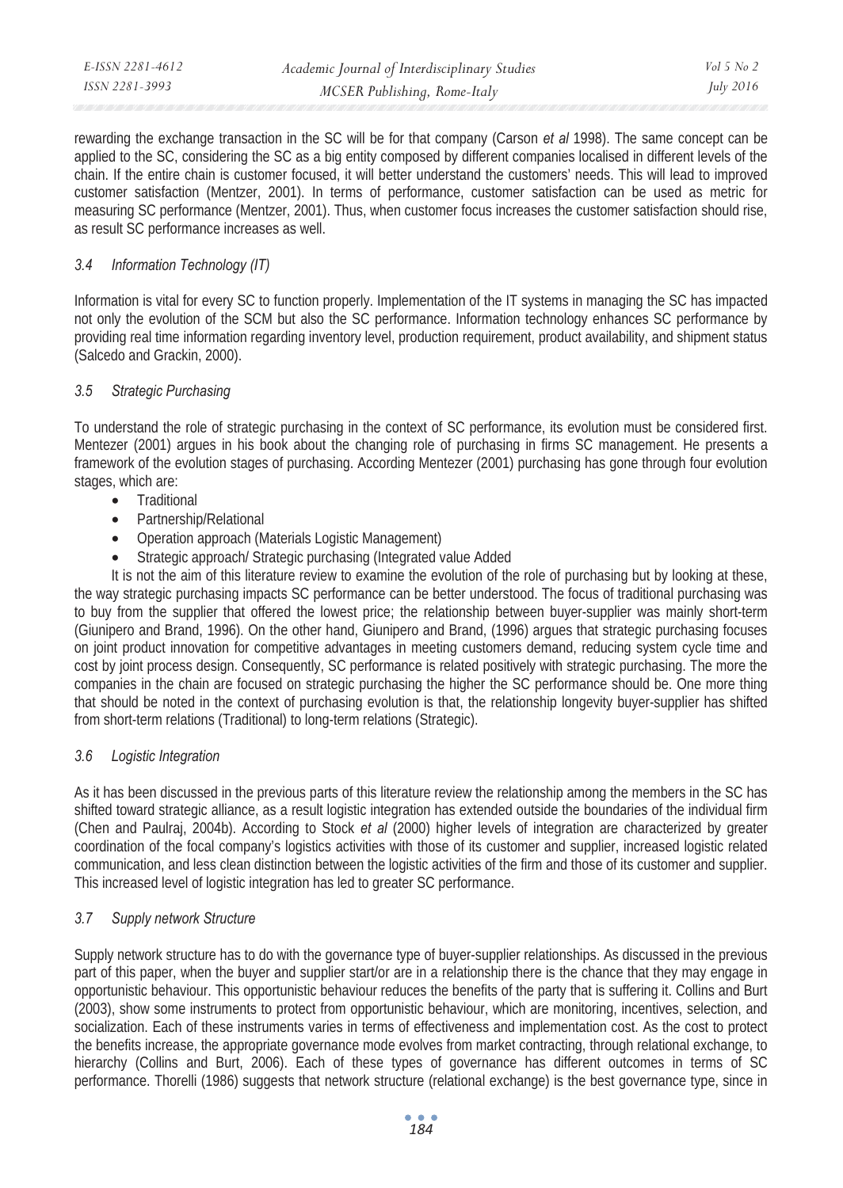rewarding the exchange transaction in the SC will be for that company (Carson *et al* 1998). The same concept can be applied to the SC, considering the SC as a big entity composed by different companies localised in different levels of the chain. If the entire chain is customer focused, it will better understand the customers' needs. This will lead to improved customer satisfaction (Mentzer, 2001). In terms of performance, customer satisfaction can be used as metric for measuring SC performance (Mentzer, 2001). Thus, when customer focus increases the customer satisfaction should rise, as result SC performance increases as well.

### *3.4 Information Technology (IT)*

Information is vital for every SC to function properly. Implementation of the IT systems in managing the SC has impacted not only the evolution of the SCM but also the SC performance. Information technology enhances SC performance by providing real time information regarding inventory level, production requirement, product availability, and shipment status (Salcedo and Grackin, 2000).

### *3.5 Strategic Purchasing*

To understand the role of strategic purchasing in the context of SC performance, its evolution must be considered first. Mentezer (2001) argues in his book about the changing role of purchasing in firms SC management. He presents a framework of the evolution stages of purchasing. According Mentezer (2001) purchasing has gone through four evolution stages, which are:

- Traditional
- Partnership/Relational
- Operation approach (Materials Logistic Management)
- Strategic approach/ Strategic purchasing (Integrated value Added

It is not the aim of this literature review to examine the evolution of the role of purchasing but by looking at these, the way strategic purchasing impacts SC performance can be better understood. The focus of traditional purchasing was to buy from the supplier that offered the lowest price; the relationship between buyer-supplier was mainly short-term (Giunipero and Brand, 1996). On the other hand, Giunipero and Brand, (1996) argues that strategic purchasing focuses on joint product innovation for competitive advantages in meeting customers demand, reducing system cycle time and cost by joint process design. Consequently, SC performance is related positively with strategic purchasing. The more the companies in the chain are focused on strategic purchasing the higher the SC performance should be. One more thing that should be noted in the context of purchasing evolution is that, the relationship longevity buyer-supplier has shifted from short-term relations (Traditional) to long-term relations (Strategic).

### *3.6 Logistic Integration*

As it has been discussed in the previous parts of this literature review the relationship among the members in the SC has shifted toward strategic alliance, as a result logistic integration has extended outside the boundaries of the individual firm (Chen and Paulraj, 2004b). According to Stock *et al* (2000) higher levels of integration are characterized by greater coordination of the focal company's logistics activities with those of its customer and supplier, increased logistic related communication, and less clean distinction between the logistic activities of the firm and those of its customer and supplier. This increased level of logistic integration has led to greater SC performance.

### *3.7 Supply network Structure*

Supply network structure has to do with the governance type of buyer-supplier relationships. As discussed in the previous part of this paper, when the buyer and supplier start/or are in a relationship there is the chance that they may engage in opportunistic behaviour. This opportunistic behaviour reduces the benefits of the party that is suffering it. Collins and Burt (2003), show some instruments to protect from opportunistic behaviour, which are monitoring, incentives, selection, and socialization. Each of these instruments varies in terms of effectiveness and implementation cost. As the cost to protect the benefits increase, the appropriate governance mode evolves from market contracting, through relational exchange, to hierarchy (Collins and Burt, 2006). Each of these types of governance has different outcomes in terms of SC performance. Thorelli (1986) suggests that network structure (relational exchange) is the best governance type, since in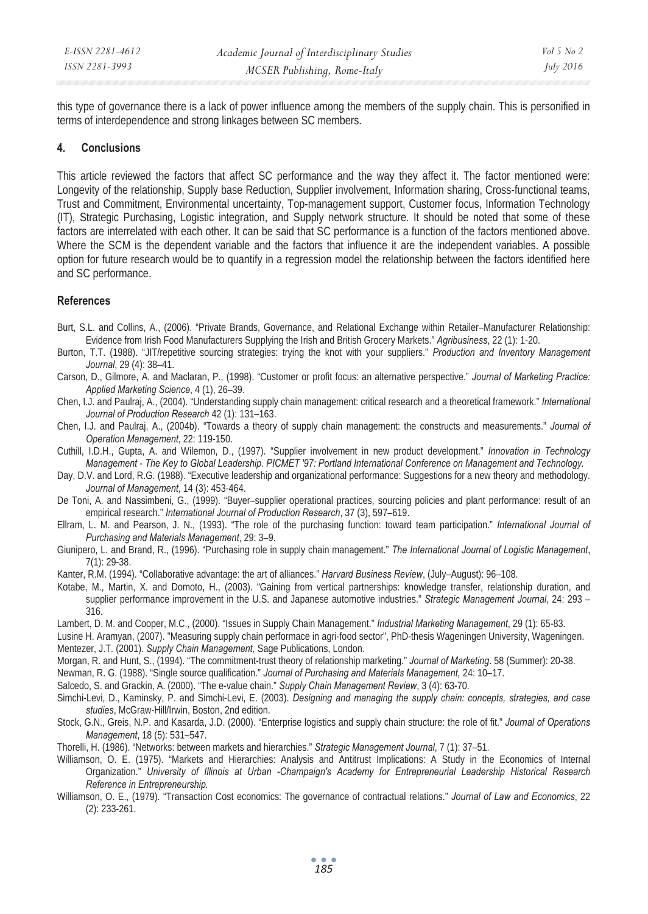this type of governance there is a lack of power influence among the members of the supply chain. This is personified in terms of interdependence and strong linkages between SC members.

## 4. Conclusions

This article reviewed the factors that affect SC performance and the way they affect it. The factor mentioned were: Longevity of the relationship, Supply base Reduction, Supplier involvement, Information sharing, Cross-functional teams, Trust and Commitment, Environmental uncertainty, Top-management support, Customer focus, Information Technology (IT), Strategic Purchasing, Logistic integration, and Supply network structure. It should be noted that some of these factors are interrelated with each other. It can be said that SC performance is a function of the factors mentioned above. Where the SCM is the dependent variable and the factors that influence it are the independent variables. A possible option for future research would be to quantify in a regression model the relationship between the factors identified here and SC performance.

## References

Burt, S.L. and Collins, A., (2006). "Private Brands, Governance, and Relational Exchange within Retailer–Manufacturer Relationship: Evidence from Irish Food Manufacturers Supplying the Irish and British Grocery Markets." *Agribusiness*, 22 (1): 1-20.

Burton, T.T. (1988). "JIT/repetitive sourcing strategies: trying the knot with your suppliers." *Production and Inventory Management Journal*, 29 (4): 38–41.

Carson, D., Gilmore, A. and Maclaran, P., (1998). "Customer or profit focus: an alternative perspective." *Journal of Marketing Practice: Applied Marketing Science*, 4 (1), 26–39.

Chen, I.J. and Paulraj, A., (2004). "Understanding supply chain management: critical research and a theoretical framework." *International Journal of Production Research* 42 (1): 131–163.

Chen, I.J. and Paulraj, A., (2004b). "Towards a theory of supply chain management: the constructs and measurements." *Journal of Operation Management*, 22: 119-150.

Cuthill, I.D.H., Gupta, A. and Wilemon, D., (1997). "Supplier involvement in new product development." *Innovation in Technology Management - The Key to Global Leadership. PICMET '97: Portland International Conference on Management and Technology.*

Day, D.V. and Lord, R.G. (1988). "Executive leadership and organizational performance: Suggestions for a new theory and methodology. *Journal of Management*, 14 (3): 453-464.

De Toni, A. and Nassimbeni, G., (1999). "Buyer–supplier operational practices, sourcing policies and plant performance: result of an empirical research." *International Journal of Production Research*, 37 (3), 597–619.

Ellram, L. M. and Pearson, J. N., (1993). "The role of the purchasing function: toward team participation." *International Journal of Purchasing and Materials Management*, 29: 3–9.

Giunipero, L. and Brand, R., (1996). "Purchasing role in supply chain management." *The International Journal of Logistic Management*, 7(1): 29-38.

Kanter, R.M. (1994). "Collaborative advantage: the art of alliances." *Harvard Business Review*, (July–August): 96–108.

Kotabe, M., Martin, X. and Domoto, H., (2003). "Gaining from vertical partnerships: knowledge transfer, relationship duration, and supplier performance improvement in the U.S. and Japanese automotive industries." *Strategic Management Journal*, 24: 293 – 316.

Lambert, D. M. and Cooper, M.C., (2000). "Issues in Supply Chain Management." *Industrial Marketing Management*, 29 (1): 65-83.

Lusine H. Aramyan, (2007). "Measuring supply chain performace in agri-food sector", PhD-thesis Wageningen University, Wageningen.

Mentezer, J.T. (2001). *Supply Chain Management,* Sage Publications, London.

Morgan, R. and Hunt, S., (1994). "The commitment-trust theory of relationship marketing." *Journal of Marketing*. 58 (Summer): 20-38.

Newman, R. G. (1988). "Single source qualification." *Journal of Purchasing and Materials Management,* 24: 10–17.

Salcedo, S. and Grackin, A. (2000). "The e-value chain." *Supply Chain Management Review*, 3 (4): 63-70.

Simchi-Levi, D., Kaminsky, P. and Simchi-Levi, E. (2003). *Designing and managing the supply chain: concepts, strategies, and case studies*, McGraw-Hill/Irwin, Boston, 2nd edition.

Stock, G.N., Greis, N.P. and Kasarda, J.D. (2000). "Enterprise logistics and supply chain structure: the role of fit." *Journal of Operations Management*, 18 (5): 531–547.

Thorelli, H. (1986). "Networks: between markets and hierarchies." *Strategic Management Journal*, 7 (1): 37–51.

Williamson, O. E. (1975). "Markets and Hierarchies: Analysis and Antitrust Implications: A Study in the Economics of Internal Organization." *University of Illinois at Urban -Champaign's Academy for Entrepreneurial Leadership Historical Research Reference in Entrepreneurship.*

Williamson, O. E., (1979). "Transaction Cost economics: The governance of contractual relations." *Journal of Law and Economics*, 22 (2): 233-261.